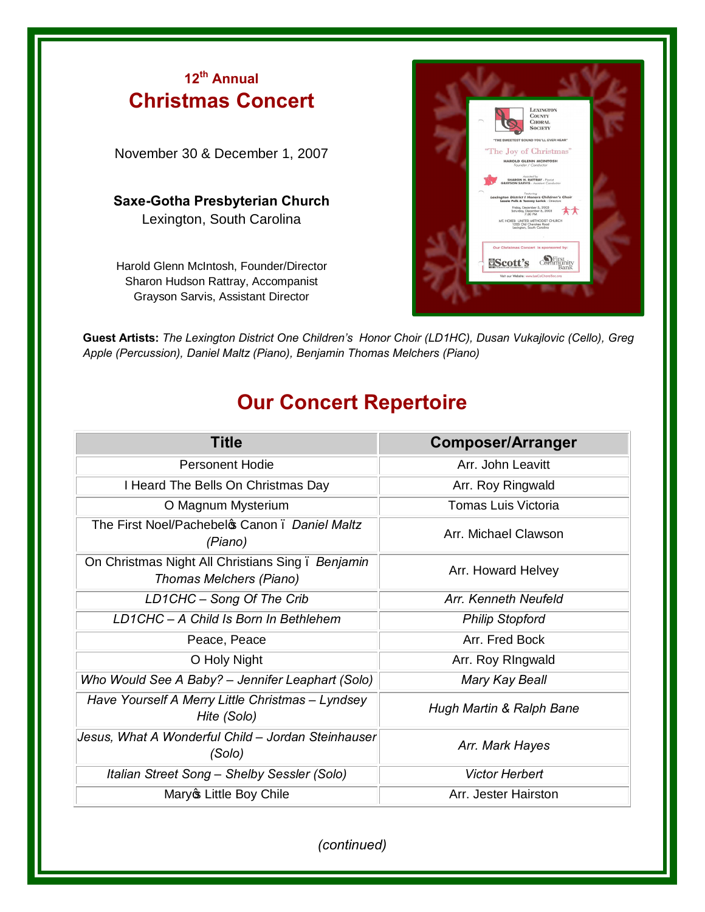# 12th Annual Christmas Concert

November 30 & December 1, 2007

**Saxe-Gotha Presbyterian Church**
Lexington, South Carolina

Harold Glenn McIntosh, Founder/Director
Sharon Hudson Rattray, Accompanist
Grayson Sarvis, Assistant Director

**Guest Artists:** *The Lexington District One Children's Honor Choir (LD1HC), Dusan Vukajlovic (Cello), Greg Apple (Percussion), Daniel Maltz (Piano), Benjamin Thomas Melchers (Piano)*

## Our Concert Repertoire

| Title | Composer/Arranger |
|---|---|
| Personent Hodie | Arr. John Leavitt |
| I Heard The Bells On Christmas Day | Arr. Roy Ringwald |
| O Magnum Mysterium | Tomas Luis Victoria |
| The First Noel/Pachebel's Canon – *Daniel Maltz (Piano)* | Arr. Michael Clawson |
| On Christmas Night All Christians Sing – *Benjamin Thomas Melchers (Piano)* | Arr. Howard Helvey |
| *LD1CHC – Song Of The Crib* | *Arr. Kenneth Neufeld* |
| *LD1CHC – A Child Is Born In Bethlehem* | *Philip Stopford* |
| Peace, Peace | Arr. Fred Bock |
| O Holy Night | Arr. Roy RIngwald |
| *Who Would See A Baby? – Jennifer Leaphart (Solo)* | *Mary Kay Beall* |
| *Have Yourself A Merry Little Christmas – Lyndsey Hite (Solo)* | *Hugh Martin & Ralph Bane* |
| *Jesus, What A Wonderful Child – Jordan Steinhauser (Solo)* | *Arr. Mark Hayes* |
| *Italian Street Song – Shelby Sessler (Solo)* | *Victor Herbert* |
| Mary's Little Boy Chile | Arr. Jester Hairston |

*(continued)*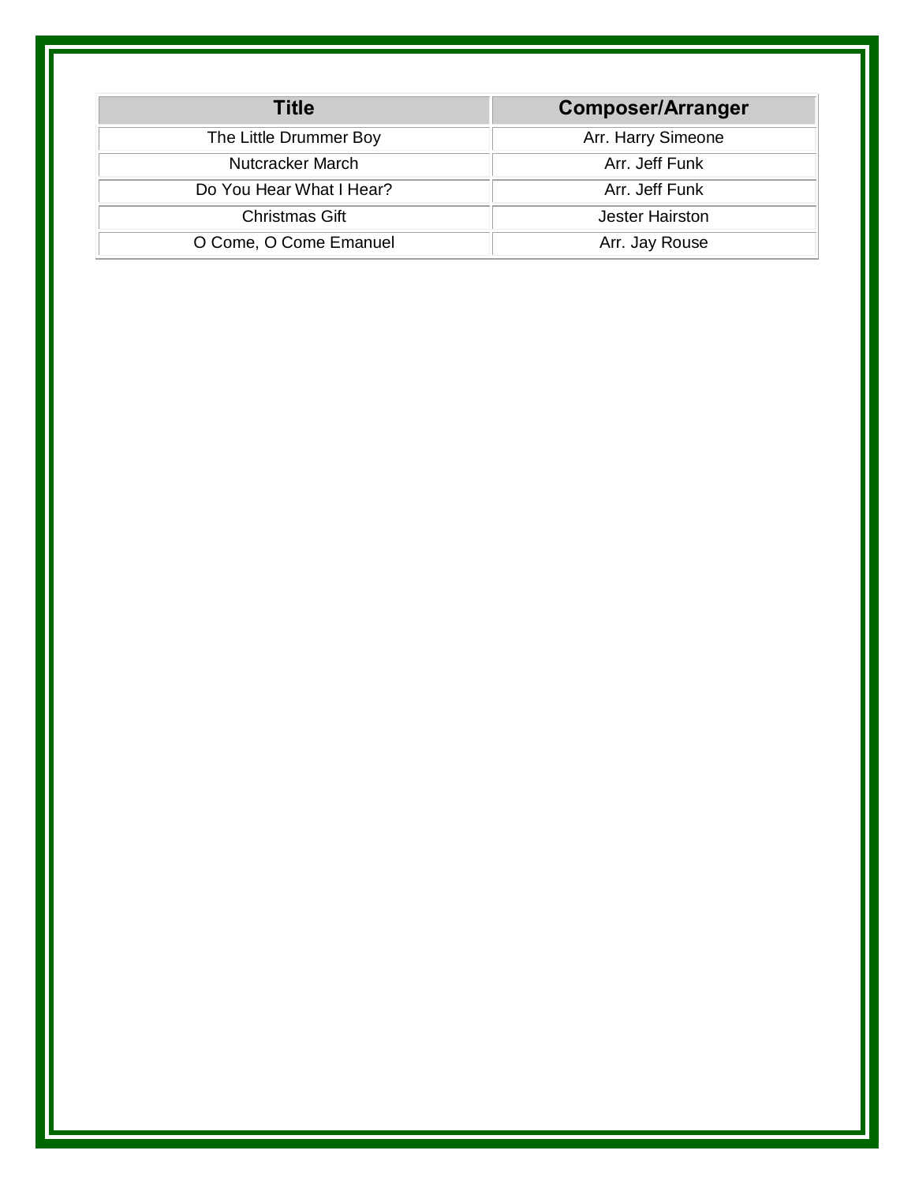| Title | Composer/Arranger |
|---|---|
| The Little Drummer Boy | Arr. Harry Simeone |
| Nutcracker March | Arr. Jeff Funk |
| Do You Hear What I Hear? | Arr. Jeff Funk |
| Christmas Gift | Jester Hairston |
| O Come, O Come Emanuel | Arr. Jay Rouse |